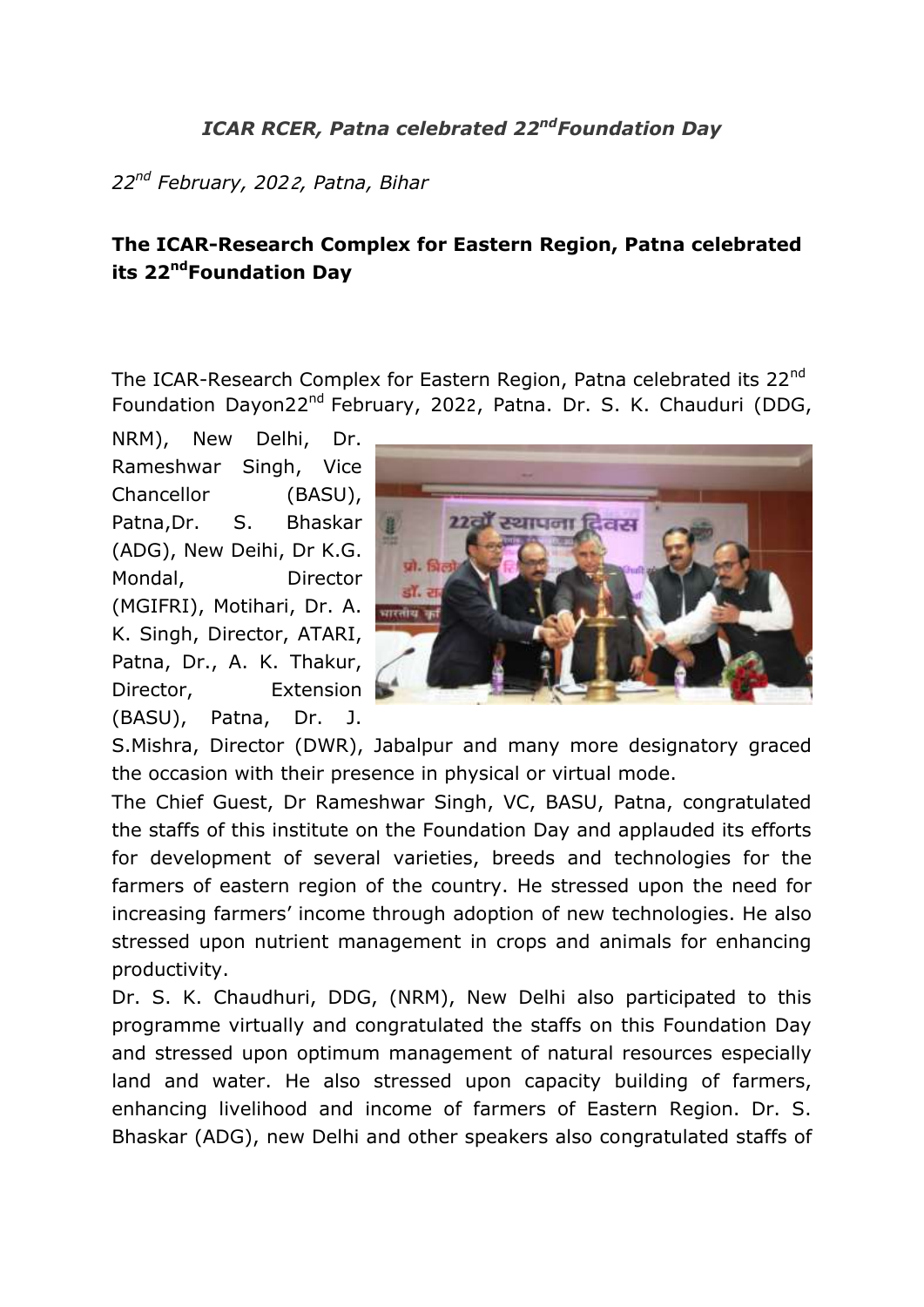*ICAR RCER, Patna celebrated 22nd Foundation Day*

*22nd February, 2022, Patna, Bihar*

**The ICAR-Research Complex for Eastern Region, Patna celebrated its 22nd Foundation Day**

The ICAR-Research Complex for Eastern Region, Patna celebrated its 22nd Foundation Dayon22nd February, 2022, Patna. Dr. S. K. Chauduri (DDG, NRM), New Delhi, Dr. Rameshwar Singh, Vice Chancellor (BASU), Patna,Dr. S. Bhaskar (ADG), New Deihi, Dr K.G. Mondal, Director (MGIFRI), Motihari, Dr. A. K. Singh, Director, ATARI, Patna, Dr., A. K. Thakur, Director, Extension (BASU), Patna, Dr. J. S.Mishra, Director (DWR), Jabalpur and many more designatory graced the occasion with their presence in physical or virtual mode.

The Chief Guest, Dr Rameshwar Singh, VC, BASU, Patna, congratulated the staffs of this institute on the Foundation Day and applauded its efforts for development of several varieties, breeds and technologies for the farmers of eastern region of the country. He stressed upon the need for increasing farmers' income through adoption of new technologies. He also stressed upon nutrient management in crops and animals for enhancing productivity.

Dr. S. K. Chaudhuri, DDG, (NRM), New Delhi also participated to this programme virtually and congratulated the staffs on this Foundation Day and stressed upon optimum management of natural resources especially land and water. He also stressed upon capacity building of farmers, enhancing livelihood and income of farmers of Eastern Region. Dr. S. Bhaskar (ADG), new Delhi and other speakers also congratulated staffs of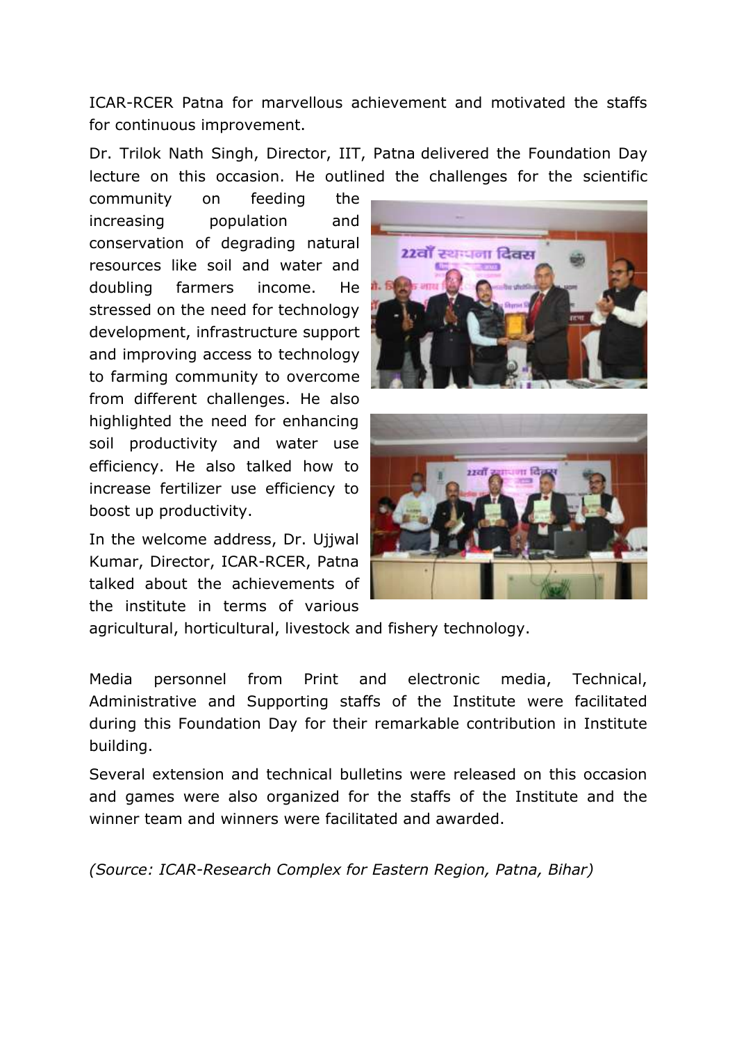ICAR-RCER Patna for marvellous achievement and motivated the staffs for continuous improvement.

Dr. Trilok Nath Singh, Director, IIT, Patna delivered the Foundation Day lecture on this occasion. He outlined the challenges for the scientific community on feeding the increasing population and conservation of degrading natural resources like soil and water and doubling farmers income. He stressed on the need for technology development, infrastructure support and improving access to technology to farming community to overcome from different challenges. He also highlighted the need for enhancing soil productivity and water use efficiency. He also talked how to increase fertilizer use efficiency to boost up productivity.

In the welcome address, Dr. Ujjwal Kumar, Director, ICAR-RCER, Patna talked about the achievements of the institute in terms of various agricultural, horticultural, livestock and fishery technology.

Media personnel from Print and electronic media, Technical, Administrative and Supporting staffs of the Institute were facilitated during this Foundation Day for their remarkable contribution in Institute building.

Several extension and technical bulletins were released on this occasion and games were also organized for the staffs of the Institute and the winner team and winners were facilitated and awarded.

*(Source: ICAR-Research Complex for Eastern Region, Patna, Bihar)*